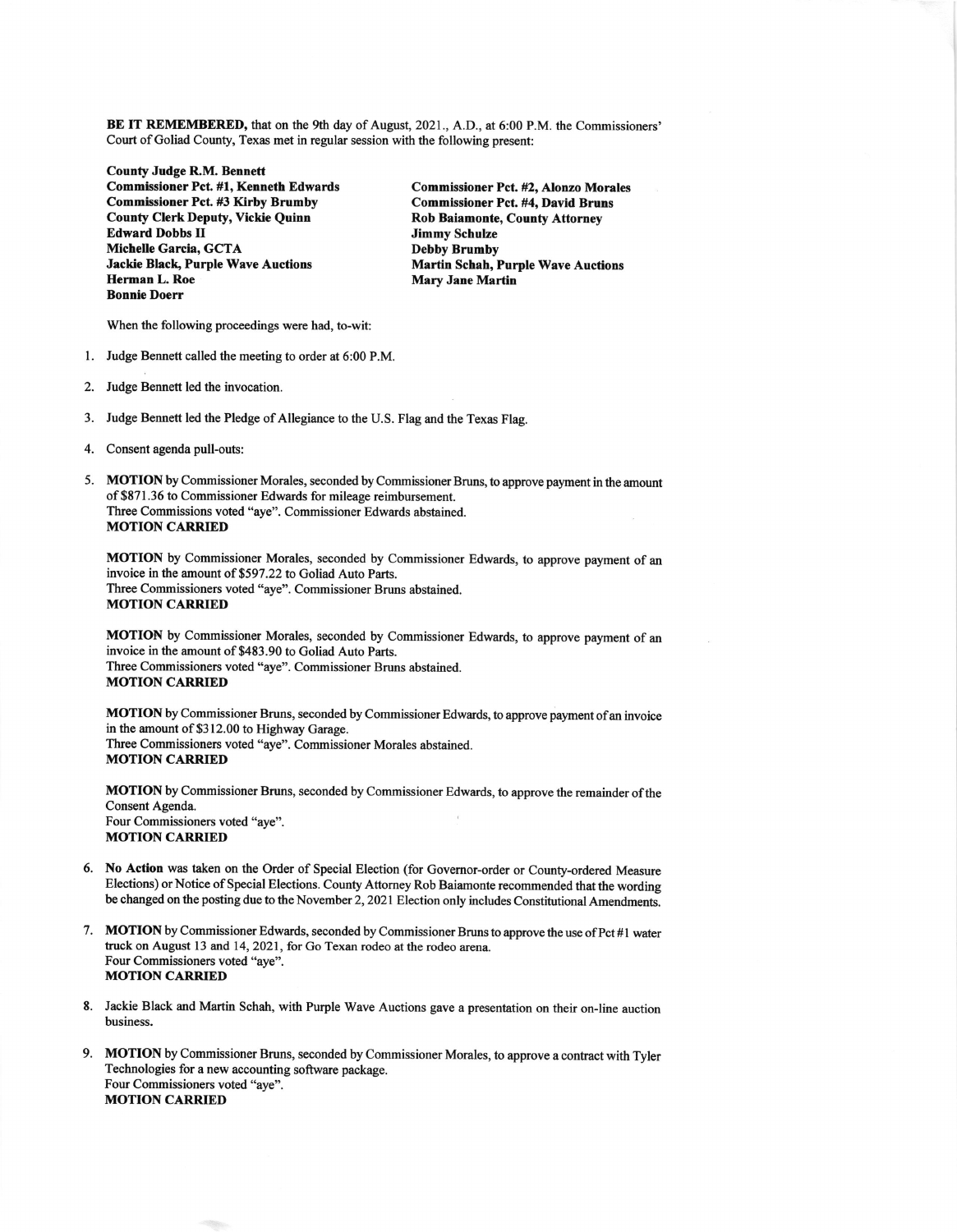**BE IT REMEMBERED,** that on the 9th day of August, 2021., A.D., at 6:00 P.M. the Commissioners' Court of Goliad County, Texas met in regular session with the following present:

**County Judge R.M. Bennett**
**Commissioner Pct. #1, Kenneth Edwards**
**Commissioner Pct. #2, Alonzo Morales**
**Commissioner Pct. #3 Kirby Brumby**
**Commissioner Pct. #4, David Bruns**
**County Clerk Deputy, Vickie Quinn**
**Rob Baiamonte, County Attorney**
**Edward Dobbs II**
**Jimmy Schulze**
**Michelle Garcia, GCTA**
**Debby Brumby**
**Jackie Black, Purple Wave Auctions**
**Martin Schah, Purple Wave Auctions**
**Herman L. Roe**
**Mary Jane Martin**
**Bonnie Doerr**

When the following proceedings were had, to-wit:

1. Judge Bennett called the meeting to order at 6:00 P.M.

2. Judge Bennett led the invocation.

3. Judge Bennett led the Pledge of Allegiance to the U.S. Flag and the Texas Flag.

4. Consent agenda pull-outs:

5. **MOTION** by Commissioner Morales, seconded by Commissioner Bruns, to approve payment in the amount of $871.36 to Commissioner Edwards for mileage reimbursement.
   Three Commissions voted "aye". Commissioner Edwards abstained.
   **MOTION CARRIED**

   **MOTION** by Commissioner Morales, seconded by Commissioner Edwards, to approve payment of an invoice in the amount of $597.22 to Goliad Auto Parts.
   Three Commissioners voted "aye". Commissioner Bruns abstained.
   **MOTION CARRIED**

   **MOTION** by Commissioner Morales, seconded by Commissioner Edwards, to approve payment of an invoice in the amount of $483.90 to Goliad Auto Parts.
   Three Commissioners voted "aye". Commissioner Bruns abstained.
   **MOTION CARRIED**

   **MOTION** by Commissioner Bruns, seconded by Commissioner Edwards, to approve payment of an invoice in the amount of $312.00 to Highway Garage.
   Three Commissioners voted "aye". Commissioner Morales abstained.
   **MOTION CARRIED**

   **MOTION** by Commissioner Bruns, seconded by Commissioner Edwards, to approve the remainder of the Consent Agenda.
   Four Commissioners voted "aye".
   **MOTION CARRIED**

6. **No Action** was taken on the Order of Special Election (for Governor-order or County-ordered Measure Elections) or Notice of Special Elections. County Attorney Rob Baiamonte recommended that the wording be changed on the posting due to the November 2, 2021 Election only includes Constitutional Amendments.

7. **MOTION** by Commissioner Edwards, seconded by Commissioner Bruns to approve the use of Pct #1 water truck on August 13 and 14, 2021, for Go Texan rodeo at the rodeo arena.
   Four Commissioners voted "aye".
   **MOTION CARRIED**

8. Jackie Black and Martin Schah, with Purple Wave Auctions gave a presentation on their on-line auction business.

9. **MOTION** by Commissioner Bruns, seconded by Commissioner Morales, to approve a contract with Tyler Technologies for a new accounting software package.
   Four Commissioners voted "aye".
   **MOTION CARRIED**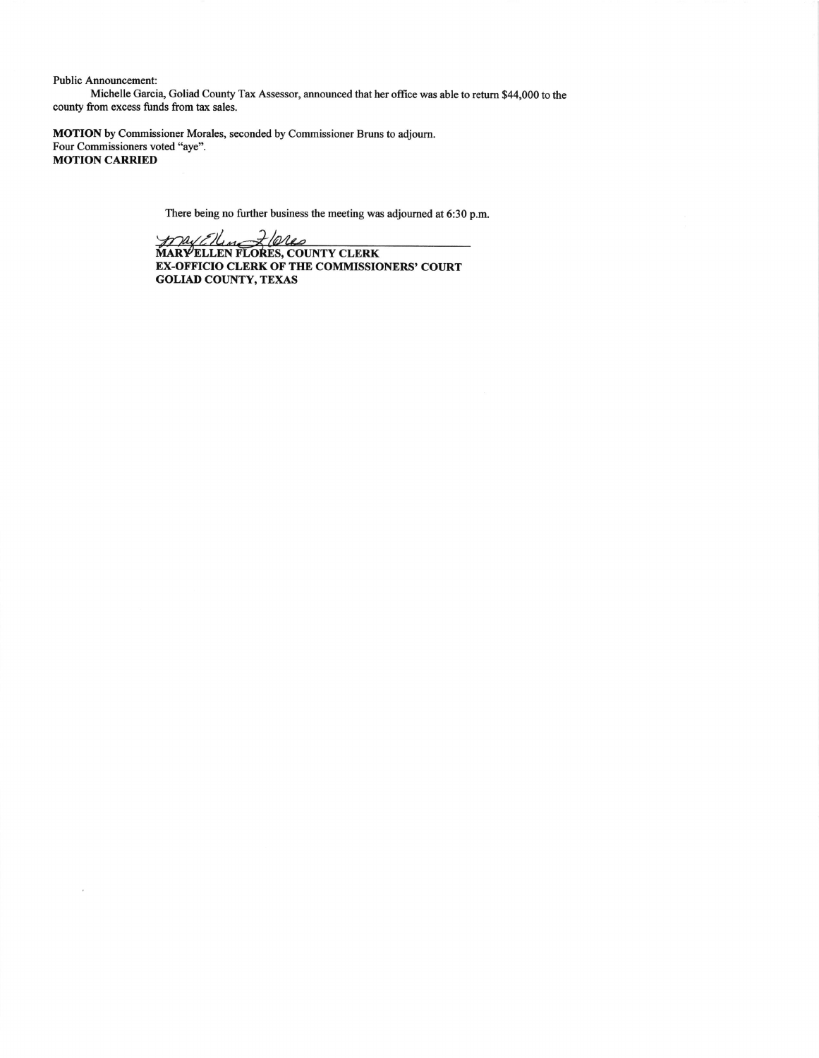Public Announcement:

Michelle Garcia, Goliad County Tax Assessor, announced that her office was able to return $44,000 to the county from excess funds from tax sales.

**MOTION** by Commissioner Morales, seconded by Commissioner Bruns to adjourn.
Four Commissioners voted "aye".
**MOTION CARRIED**

There being no further business the meeting was adjourned at 6:30 p.m.

Mary Ellen Flores

**MARY ELLEN FLORES, COUNTY CLERK**
**EX-OFFICIO CLERK OF THE COMMISSIONERS' COURT**
**GOLIAD COUNTY, TEXAS**